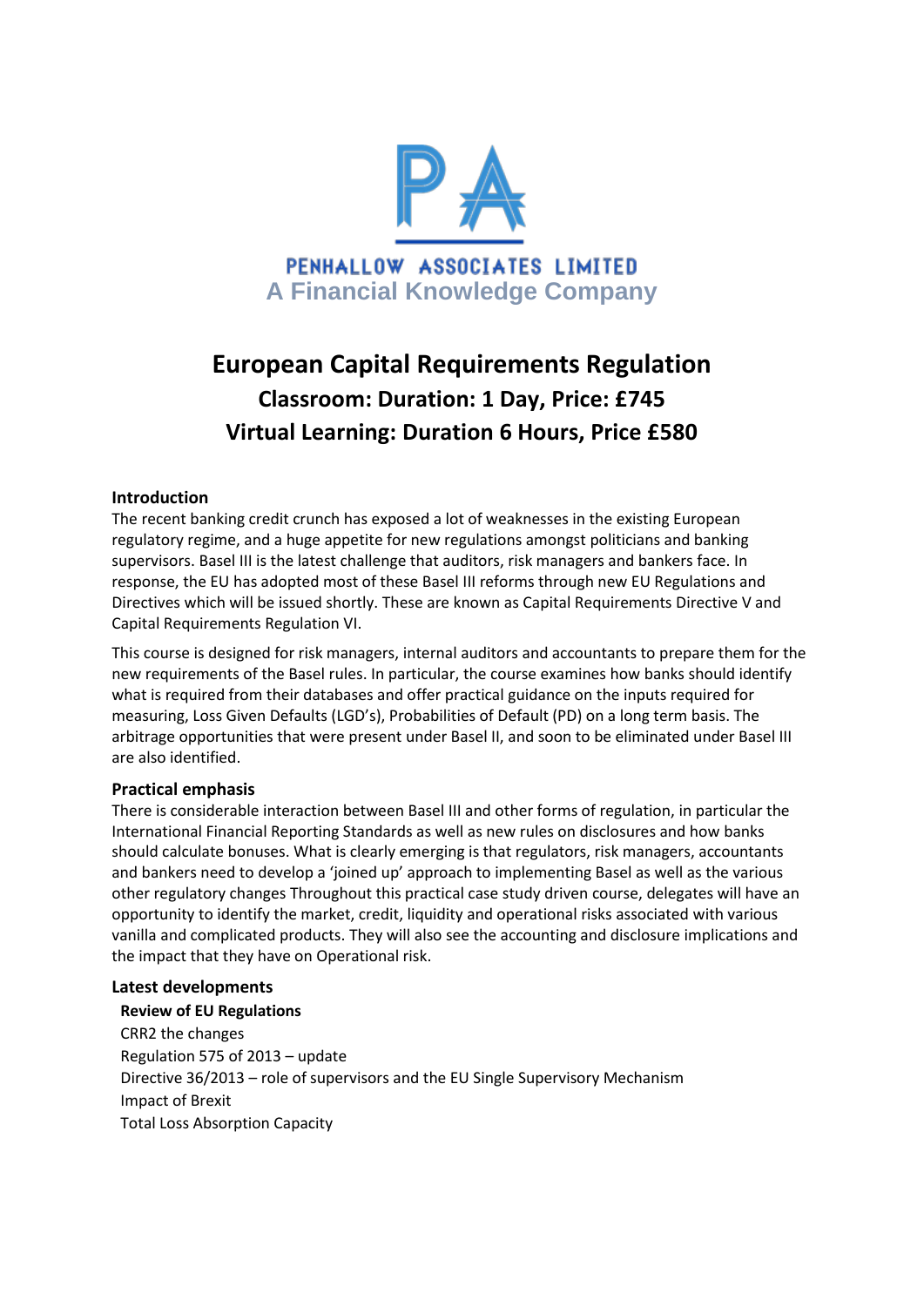PENHALLOW ASSOCIATES LIMITED

A Financial Knowledge Company

# European Capital Requirements Regulation

## Classroom: Duration: 1 Day, Price: £745

## Virtual Learning: Duration 6 Hours, Price £580

### Introduction

The recent banking credit crunch has exposed a lot of weaknesses in the existing European regulatory regime, and a huge appetite for new regulations amongst politicians and banking supervisors. Basel III is the latest challenge that auditors, risk managers and bankers face. In response, the EU has adopted most of these Basel III reforms through new EU Regulations and Directives which will be issued shortly. These are known as Capital Requirements Directive V and Capital Requirements Regulation VI.

This course is designed for risk managers, internal auditors and accountants to prepare them for the new requirements of the Basel rules. In particular, the course examines how banks should identify what is required from their databases and offer practical guidance on the inputs required for measuring, Loss Given Defaults (LGD's), Probabilities of Default (PD) on a long term basis. The arbitrage opportunities that were present under Basel II, and soon to be eliminated under Basel III are also identified.

### Practical emphasis

There is considerable interaction between Basel III and other forms of regulation, in particular the International Financial Reporting Standards as well as new rules on disclosures and how banks should calculate bonuses. What is clearly emerging is that regulators, risk managers, accountants and bankers need to develop a 'joined up' approach to implementing Basel as well as the various other regulatory changes Throughout this practical case study driven course, delegates will have an opportunity to identify the market, credit, liquidity and operational risks associated with various vanilla and complicated products. They will also see the accounting and disclosure implications and the impact that they have on Operational risk.

### Latest developments

**Review of EU Regulations**

CRR2 the changes

Regulation 575 of 2013 – update

Directive 36/2013 – role of supervisors and the EU Single Supervisory Mechanism

Impact of Brexit

Total Loss Absorption Capacity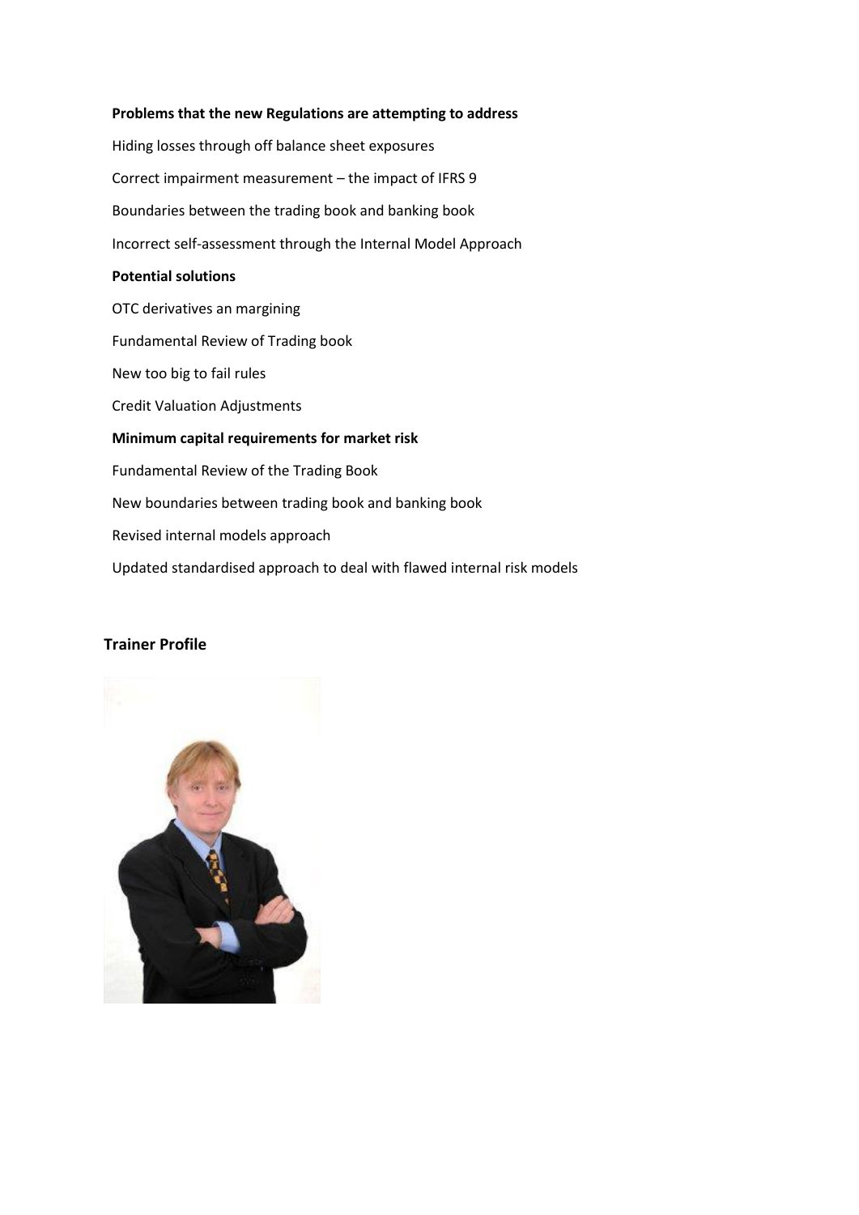**Problems that the new Regulations are attempting to address**

Hiding losses through off balance sheet exposures

Correct impairment measurement – the impact of IFRS 9

Boundaries between the trading book and banking book

Incorrect self-assessment through the Internal Model Approach

**Potential solutions**

OTC derivatives an margining

Fundamental Review of Trading book

New too big to fail rules

Credit Valuation Adjustments

**Minimum capital requirements for market risk**

Fundamental Review of the Trading Book

New boundaries between trading book and banking book

Revised internal models approach

Updated standardised approach to deal with flawed internal risk models

## Trainer Profile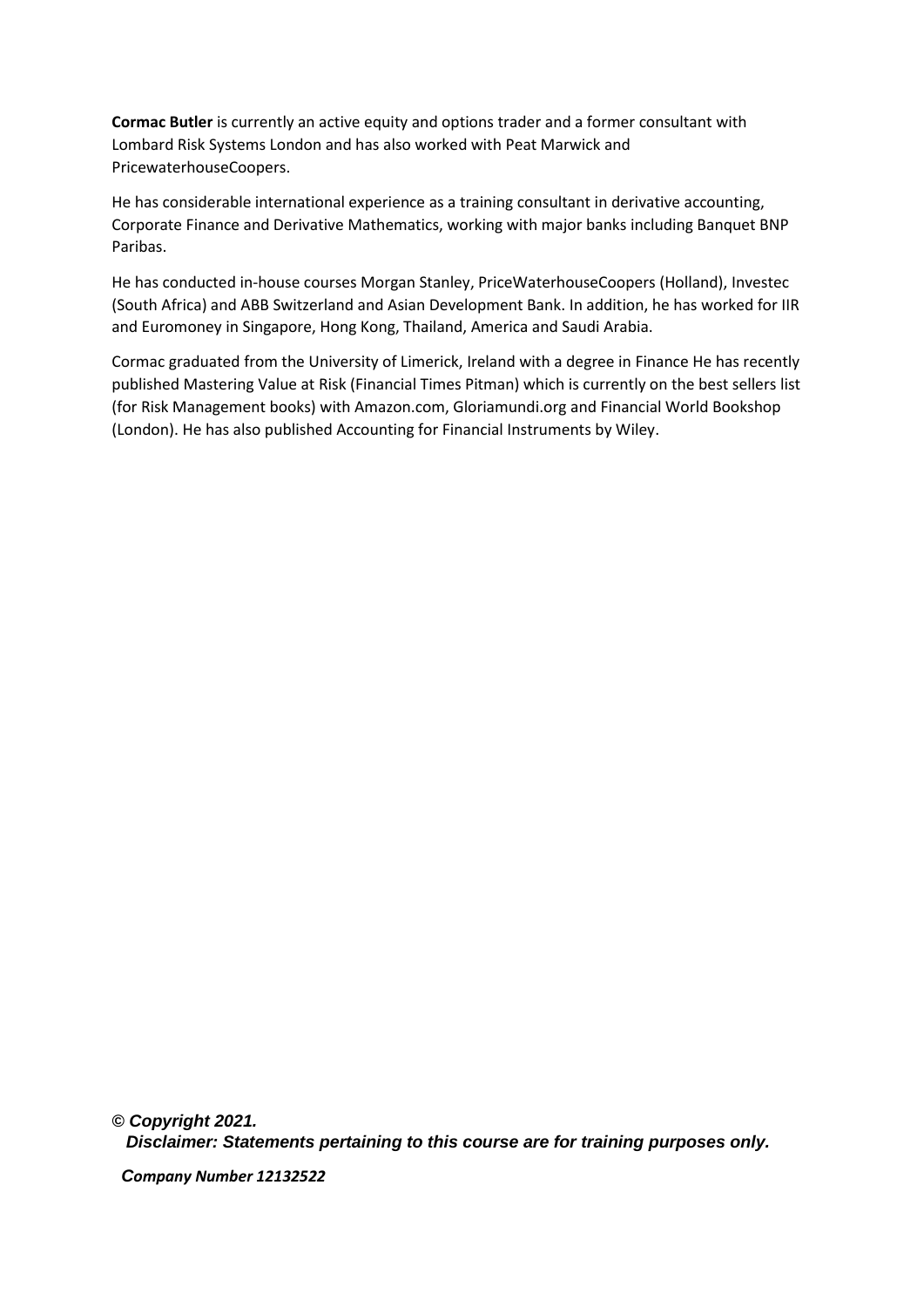**Cormac Butler** is currently an active equity and options trader and a former consultant with Lombard Risk Systems London and has also worked with Peat Marwick and PricewaterhouseCoopers.

He has considerable international experience as a training consultant in derivative accounting, Corporate Finance and Derivative Mathematics, working with major banks including Banquet BNP Paribas.

He has conducted in-house courses Morgan Stanley, PriceWaterhouseCoopers (Holland), Investec (South Africa) and ABB Switzerland and Asian Development Bank. In addition, he has worked for IIR and Euromoney in Singapore, Hong Kong, Thailand, America and Saudi Arabia.

Cormac graduated from the University of Limerick, Ireland with a degree in Finance He has recently published Mastering Value at Risk (Financial Times Pitman) which is currently on the best sellers list (for Risk Management books) with Amazon.com, Gloriamundi.org and Financial World Bookshop (London). He has also published Accounting for Financial Instruments by Wiley.

***© Copyright 2021.***

***Disclaimer: Statements pertaining to this course are for training purposes only.***

***Company Number 12132522***